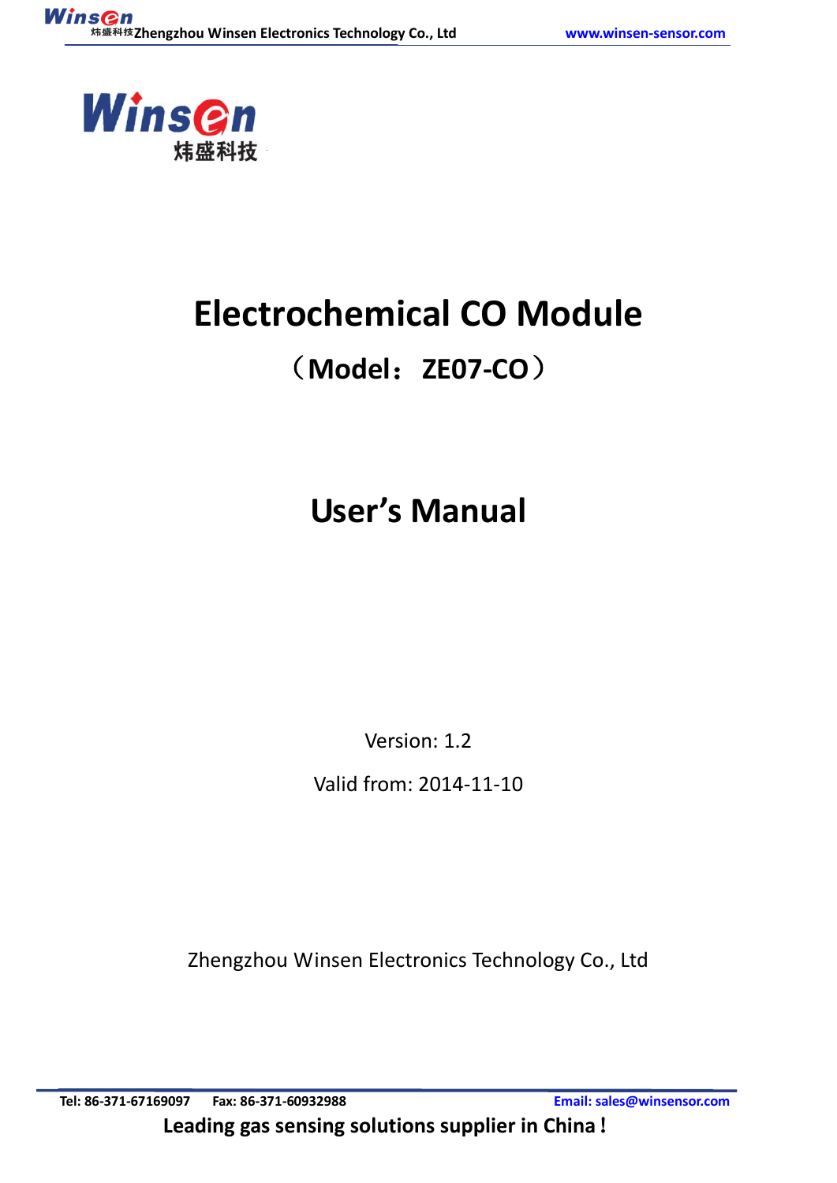# Electrochemical CO Module

## （Model： ZE07-CO）

# User's Manual

Version: 1.2

Valid from: 2014-11-10

Zhengzhou Winsen Electronics Technology Co., Ltd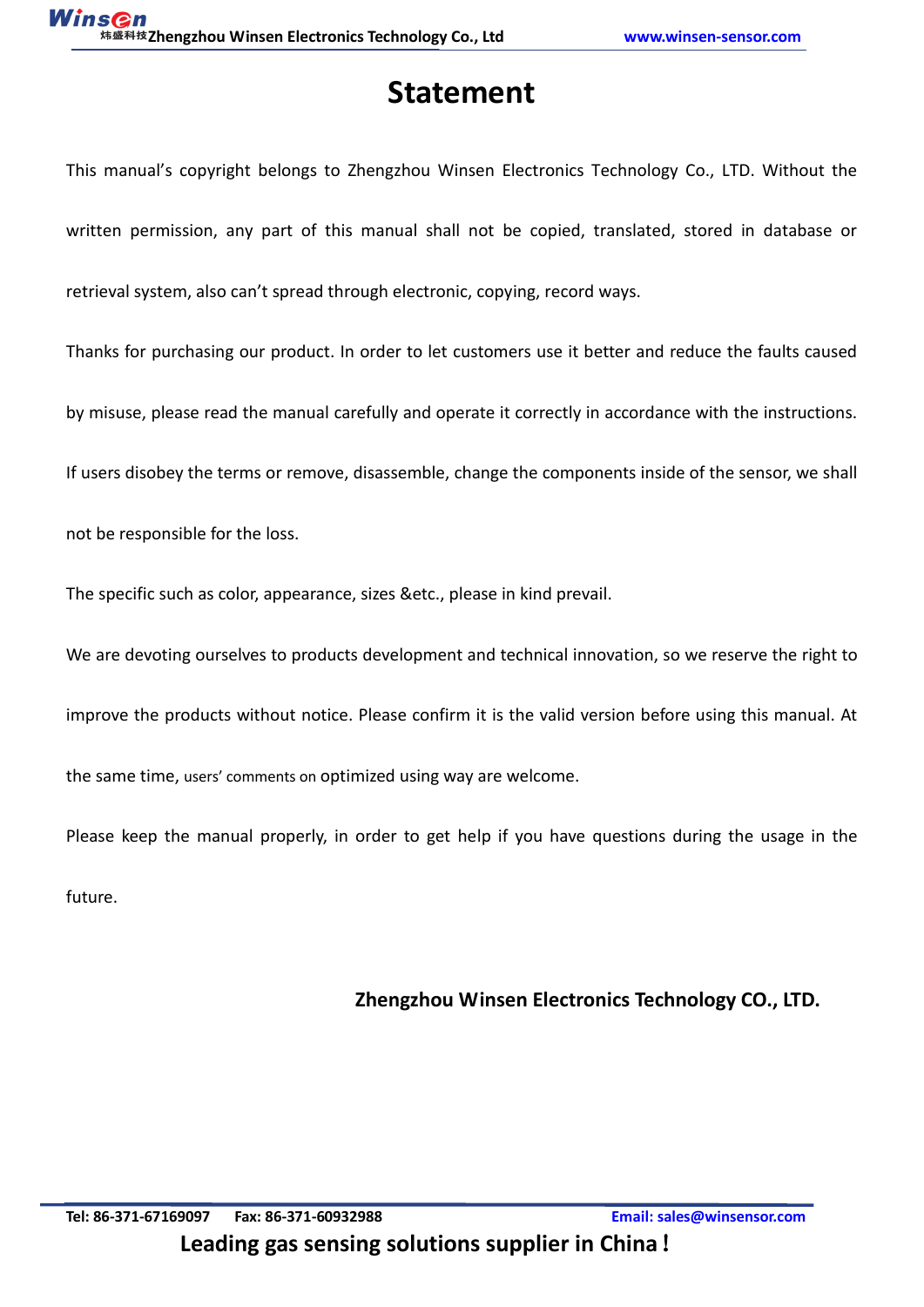# Statement

This manual's copyright belongs to Zhengzhou Winsen Electronics Technology Co., LTD. Without the written permission, any part of this manual shall not be copied, translated, stored in database or retrieval system, also can't spread through electronic, copying, record ways.

Thanks for purchasing our product. In order to let customers use it better and reduce the faults caused by misuse, please read the manual carefully and operate it correctly in accordance with the instructions. If users disobey the terms or remove, disassemble, change the components inside of the sensor, we shall not be responsible for the loss.

The specific such as color, appearance, sizes &etc., please in kind prevail.

We are devoting ourselves to products development and technical innovation, so we reserve the right to improve the products without notice. Please confirm it is the valid version before using this manual. At the same time, users' comments on optimized using way are welcome.

Please keep the manual properly, in order to get help if you have questions during the usage in the future.

**Zhengzhou Winsen Electronics Technology CO., LTD.**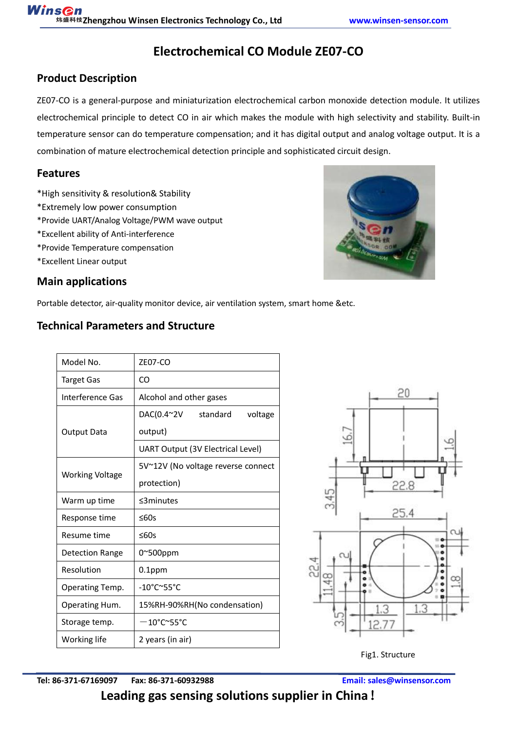# Electrochemical CO Module ZE07-CO

## Product Description

ZE07-CO is a general-purpose and miniaturization electrochemical carbon monoxide detection module. It utilizes electrochemical principle to detect CO in air which makes the module with high selectivity and stability. Built-in temperature sensor can do temperature compensation; and it has digital output and analog voltage output. It is a combination of mature electrochemical detection principle and sophisticated circuit design.

## Features

*High sensitivity & resolution& Stability
*Extremely low power consumption
*Provide UART/Analog Voltage/PWM wave output
*Excellent ability of Anti-interference
*Provide Temperature compensation
*Excellent Linear output

## Main applications

Portable detector, air-quality monitor device, air ventilation system, smart home &etc.

## Technical Parameters and Structure

| Model No. | ZE07-CO |
|---|---|
| Target Gas | CO |
| Interference Gas | Alcohol and other gases |
| Output Data | DAC(0.4~2V standard voltage output) |
| | UART Output (3V Electrical Level) |
| Working Voltage | 5V~12V (No voltage reverse connect protection) |
| Warm up time | ≤3minutes |
| Response time | ≤60s |
| Resume time | ≤60s |
| Detection Range | 0~500ppm |
| Resolution | 0.1ppm |
| Operating Temp. | -10°C~55°C |
| Operating Hum. | 15%RH-90%RH(No condensation) |
| Storage temp. | －10°C~55°C |
| Working life | 2 years (in air) |

Fig1. Structure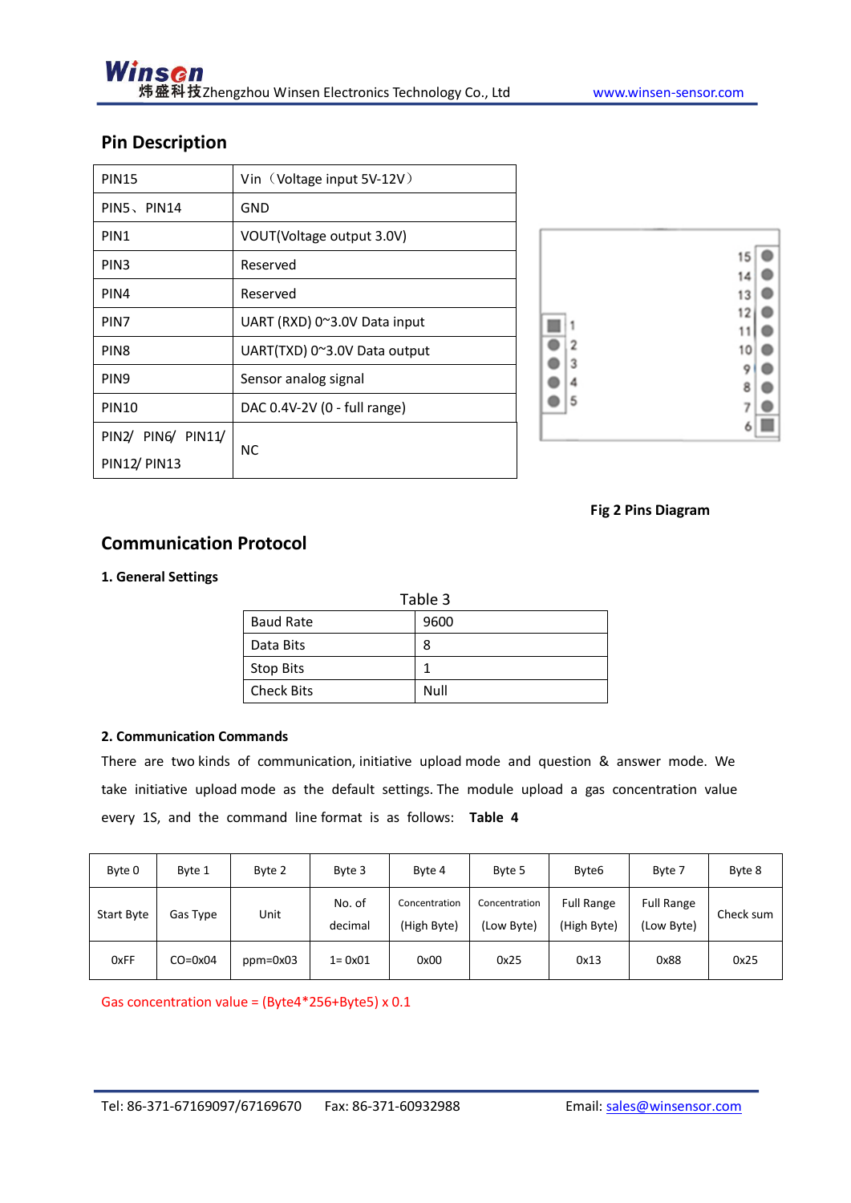## Pin Description

| PIN15 | Vin（Voltage input 5V-12V） |
|---|---|
| PIN5、PIN14 | GND |
| PIN1 | VOUT(Voltage output 3.0V) |
| PIN3 | Reserved |
| PIN4 | Reserved |
| PIN7 | UART (RXD) 0~3.0V Data input |
| PIN8 | UART(TXD) 0~3.0V Data output |
| PIN9 | Sensor analog signal |
| PIN10 | DAC 0.4V-2V (0 - full range) |
| PIN2/ PIN6/ PIN11/ PIN12/ PIN13 | NC |

**Fig 2 Pins Diagram**

## Communication Protocol

### 1. General Settings

Table 3

| Baud Rate | 9600 |
|---|---|
| Data Bits | 8 |
| Stop Bits | 1 |
| Check Bits | Null |

### 2. Communication Commands

There are two kinds of communication, initiative upload mode and question & answer mode. We take initiative upload mode as the default settings. The module upload a gas concentration value every 1S, and the command line format is as follows: **Table 4**

| Byte 0 | Byte 1 | Byte 2 | Byte 3 | Byte 4 | Byte 5 | Byte6 | Byte 7 | Byte 8 |
|---|---|---|---|---|---|---|---|---|
| Start Byte | Gas Type | Unit | No. of decimal | Concentration (High Byte) | Concentration (Low Byte) | Full Range (High Byte) | Full Range (Low Byte) | Check sum |
| 0xFF | CO=0x04 | ppm=0x03 | 1= 0x01 | 0x00 | 0x25 | 0x13 | 0x88 | 0x25 |

Gas concentration value = (Byte4*256+Byte5) x 0.1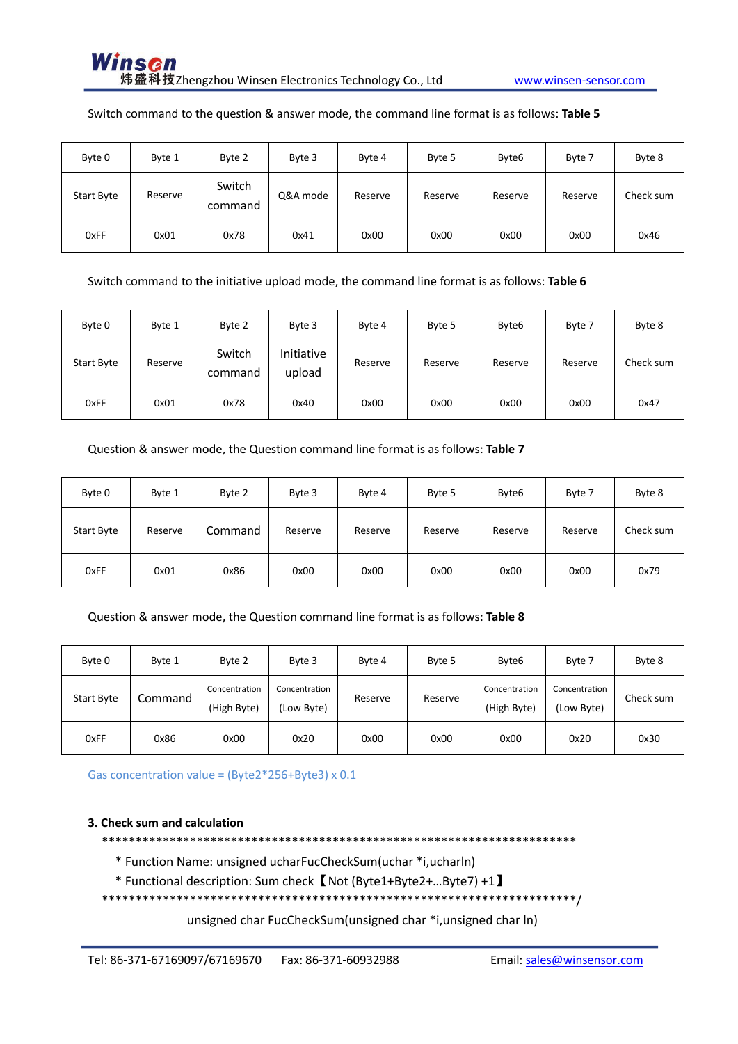Switch command to the question & answer mode, the command line format is as follows: **Table 5**

| Byte 0 | Byte 1 | Byte 2 | Byte 3 | Byte 4 | Byte 5 | Byte6 | Byte 7 | Byte 8 |
|---|---|---|---|---|---|---|---|---|
| Start Byte | Reserve | Switch command | Q&A mode | Reserve | Reserve | Reserve | Reserve | Check sum |
| 0xFF | 0x01 | 0x78 | 0x41 | 0x00 | 0x00 | 0x00 | 0x00 | 0x46 |

Switch command to the initiative upload mode, the command line format is as follows: **Table 6**

| Byte 0 | Byte 1 | Byte 2 | Byte 3 | Byte 4 | Byte 5 | Byte6 | Byte 7 | Byte 8 |
|---|---|---|---|---|---|---|---|---|
| Start Byte | Reserve | Switch command | Initiative upload | Reserve | Reserve | Reserve | Reserve | Check sum |
| 0xFF | 0x01 | 0x78 | 0x40 | 0x00 | 0x00 | 0x00 | 0x00 | 0x47 |

Question & answer mode, the Question command line format is as follows: **Table 7**

| Byte 0 | Byte 1 | Byte 2 | Byte 3 | Byte 4 | Byte 5 | Byte6 | Byte 7 | Byte 8 |
|---|---|---|---|---|---|---|---|---|
| Start Byte | Reserve | Command | Reserve | Reserve | Reserve | Reserve | Reserve | Check sum |
| 0xFF | 0x01 | 0x86 | 0x00 | 0x00 | 0x00 | 0x00 | 0x00 | 0x79 |

Question & answer mode, the Question command line format is as follows: **Table 8**

| Byte 0 | Byte 1 | Byte 2 | Byte 3 | Byte 4 | Byte 5 | Byte6 | Byte 7 | Byte 8 |
|---|---|---|---|---|---|---|---|---|
| Start Byte | Command | Concentration (High Byte) | Concentration (Low Byte) | Reserve | Reserve | Concentration (High Byte) | Concentration (Low Byte) | Check sum |
| 0xFF | 0x86 | 0x00 | 0x20 | 0x00 | 0x00 | 0x00 | 0x20 | 0x30 |

Gas concentration value = (Byte2*256+Byte3) x 0.1

### 3. Check sum and calculation

```
*************************************************************************
* Function Name: unsigned ucharFucCheckSum(uchar *i,ucharln)
* Functional description: Sum check【Not (Byte1+Byte2+...Byte7) +1】
*************************************************************************/
unsigned char FucCheckSum(unsigned char *i,unsigned char ln)
```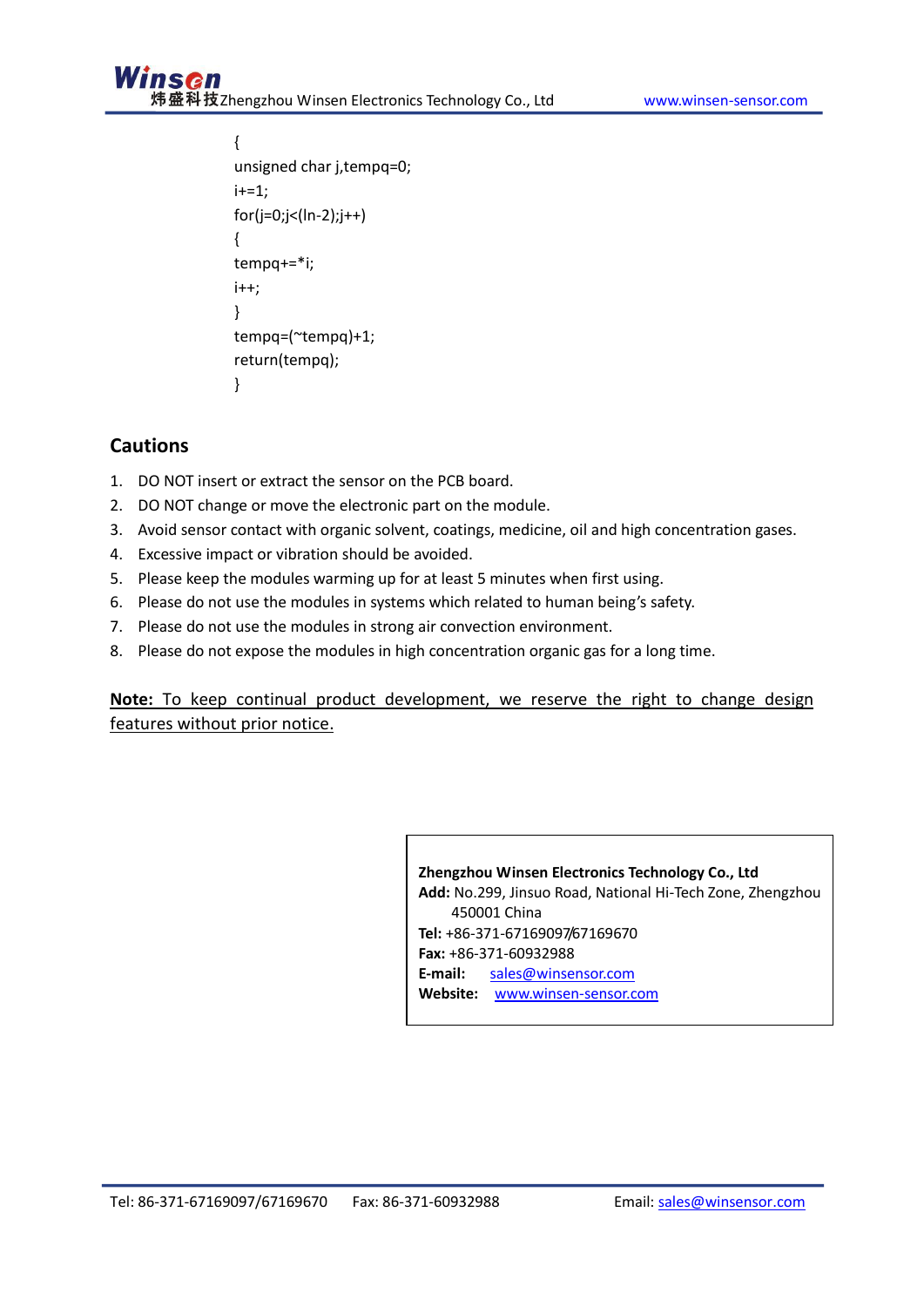```
{
unsigned char j,tempq=0;
i+=1;
for(j=0;j<(ln-2);j++)
{
tempq+=*i;
i++;
}
tempq=(~tempq)+1;
return(tempq);
}
```

## Cautions

1. DO NOT insert or extract the sensor on the PCB board.
2. DO NOT change or move the electronic part on the module.
3. Avoid sensor contact with organic solvent, coatings, medicine, oil and high concentration gases.
4. Excessive impact or vibration should be avoided.
5. Please keep the modules warming up for at least 5 minutes when first using.
6. Please do not use the modules in systems which related to human being's safety.
7. Please do not use the modules in strong air convection environment.
8. Please do not expose the modules in high concentration organic gas for a long time.

**Note:** To keep continual product development, we reserve the right to change design features without prior notice.

**Zhengzhou Winsen Electronics Technology Co., Ltd**
**Add:** No.299, Jinsuo Road, National Hi-Tech Zone, Zhengzhou 450001 China
**Tel:** +86-371-67169097/67169670
**Fax:** +86-371-60932988
**E-mail:** sales@winsensor.com
**Website:** www.winsen-sensor.com